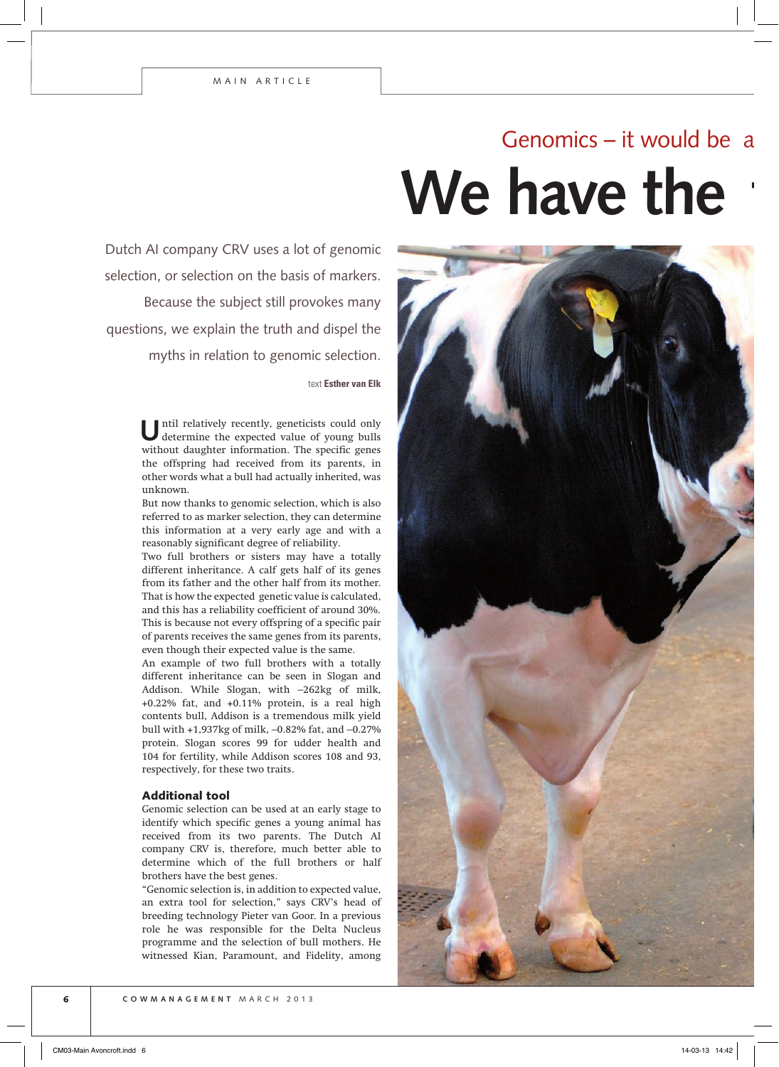Genomics – it would be a

# We have the

Dutch AI company CRV uses a lot of genomic selection, or selection on the basis of markers. Because the subject still provokes many questions, we explain the truth and dispel the myths in relation to genomic selection.

text **Esther van Elk**

Until relatively recently, geneticists could only determine the expected value of young bulls without daughter information. The specific genes the offspring had received from its parents, in other words what a bull had actually inherited, was unknown.

But now thanks to genomic selection, which is also referred to as marker selection, they can determine this information at a very early age and with a reasonably significant degree of reliability.

Two full brothers or sisters may have a totally different inheritance. A calf gets half of its genes from its father and the other half from its mother. That is how the expected genetic value is calculated, and this has a reliability coefficient of around 30%. This is because not every offspring of a specific pair of parents receives the same genes from its parents, even though their expected value is the same.

An example of two full brothers with a totally different inheritance can be seen in Slogan and Addison. While Slogan, with –262kg of milk, +0.22% fat, and +0.11% protein, is a real high contents bull, Addison is a tremendous milk yield bull with +1,937kg of milk, –0.82% fat, and –0.27% protein. Slogan scores 99 for udder health and 104 for fertility, while Addison scores 108 and 93, respectively, for these two traits.

### Additional tool

Genomic selection can be used at an early stage to identify which specific genes a young animal has received from its two parents. The Dutch AI company CRV is, therefore, much better able to determine which of the full brothers or half brothers have the best genes.

"Genomic selection is, in addition to expected value, an extra tool for selection," says CRV's head of breeding technology Pieter van Goor. In a previous role he was responsible for the Delta Nucleus programme and the selection of bull mothers. He witnessed Kian, Paramount, and Fidelity, among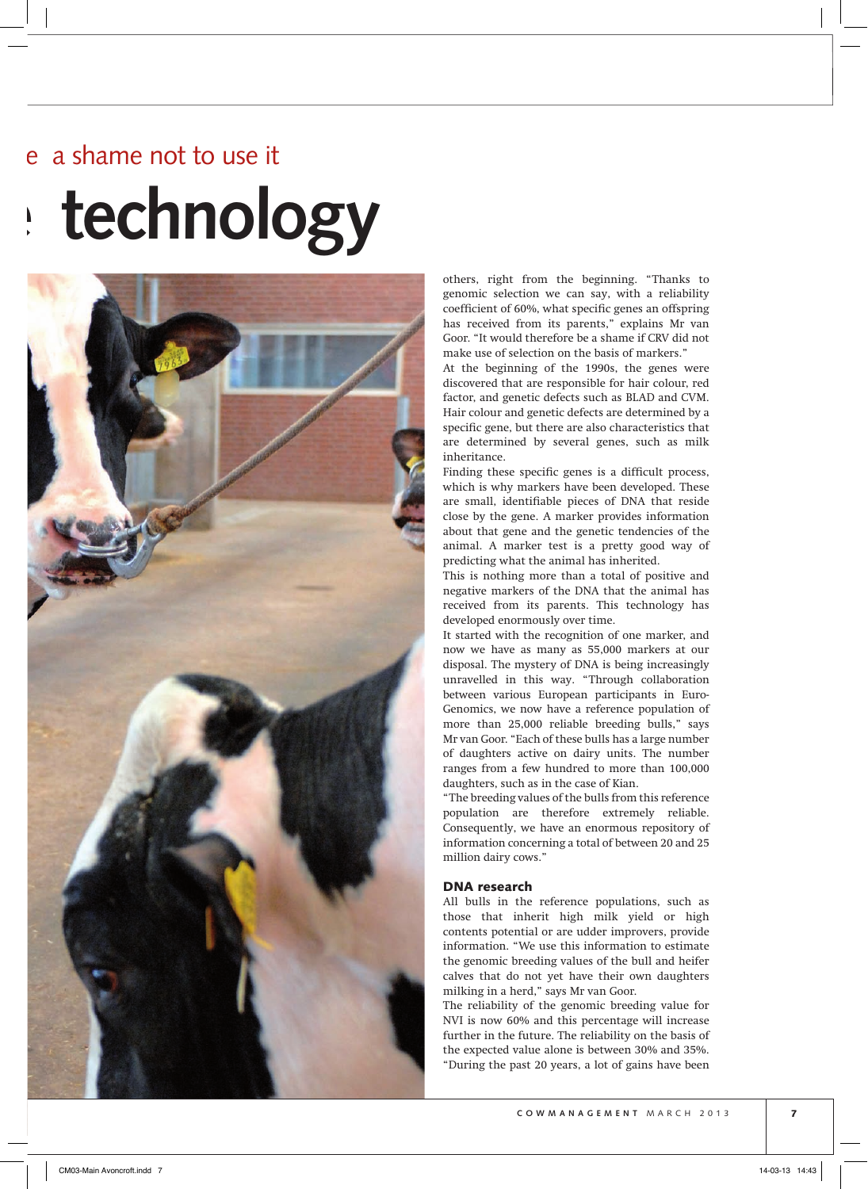# e a shame not to use it

# technology

others, right from the beginning. "Thanks to genomic selection we can say, with a reliability coefficient of 60%, what specific genes an offspring has received from its parents," explains Mr van Goor. "It would therefore be a shame if CRV did not make use of selection on the basis of markers."

At the beginning of the 1990s, the genes were discovered that are responsible for hair colour, red factor, and genetic defects such as BLAD and CVM. Hair colour and genetic defects are determined by a specific gene, but there are also characteristics that are determined by several genes, such as milk inheritance.

Finding these specific genes is a difficult process, which is why markers have been developed. These are small, identifiable pieces of DNA that reside close by the gene. A marker provides information about that gene and the genetic tendencies of the animal. A marker test is a pretty good way of predicting what the animal has inherited.

This is nothing more than a total of positive and negative markers of the DNA that the animal has received from its parents. This technology has developed enormously over time.

It started with the recognition of one marker, and now we have as many as 55,000 markers at our disposal. The mystery of DNA is being increasingly unravelled in this way. "Through collaboration between various European participants in Euro-Genomics, we now have a reference population of more than 25,000 reliable breeding bulls," says Mr van Goor. "Each of these bulls has a large number of daughters active on dairy units. The number ranges from a few hundred to more than 100,000 daughters, such as in the case of Kian.

"The breeding values of the bulls from this reference population are therefore extremely reliable. Consequently, we have an enormous repository of information concerning a total of between 20 and 25 million dairy cows."

### DNA research

All bulls in the reference populations, such as those that inherit high milk yield or high contents potential or are udder improvers, provide information. "We use this information to estimate the genomic breeding values of the bull and heifer calves that do not yet have their own daughters milking in a herd," says Mr van Goor.

The reliability of the genomic breeding value for NVI is now 60% and this percentage will increase further in the future. The reliability on the basis of the expected value alone is between 30% and 35%. "During the past 20 years, a lot of gains have been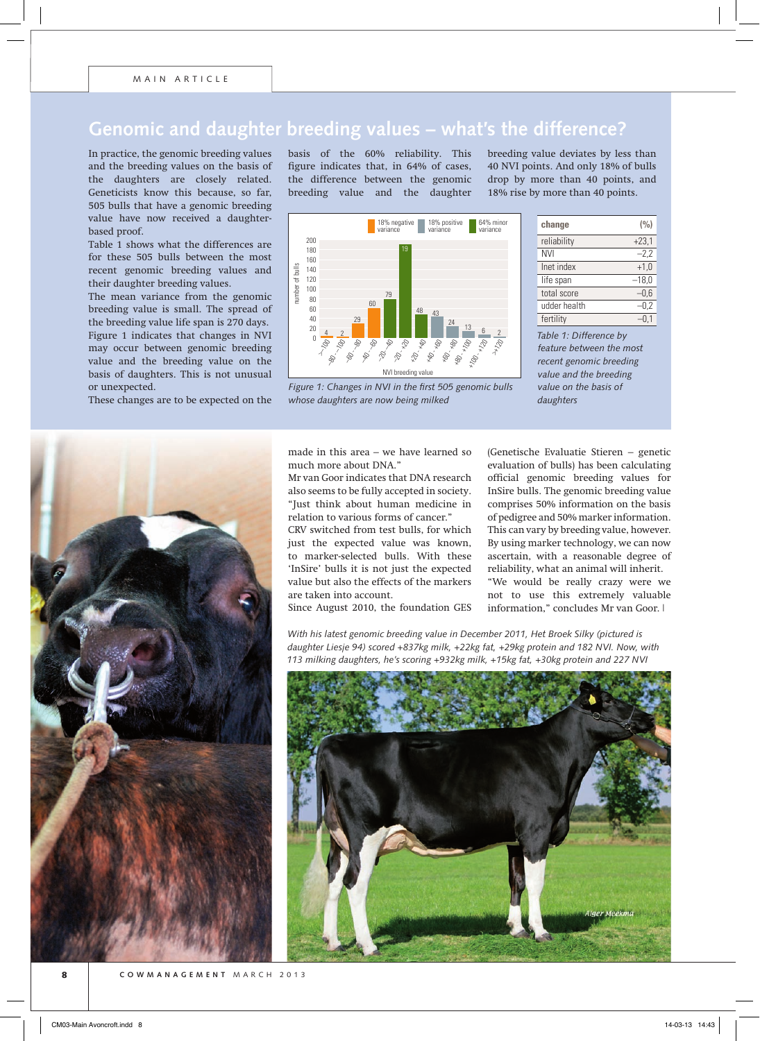## Genomic and daughter breeding values – what's the difference?

In practice, the genomic breeding values and the breeding values on the basis of the daughters are closely related. Geneticists know this because, so far, 505 bulls that have a genomic breeding value have now received a daughter-based proof.

Table 1 shows what the differences are for these 505 bulls between the most recent genomic breeding values and their daughter breeding values.

The mean variance from the genomic breeding value is small. The spread of the breeding value life span is 270 days. Figure 1 indicates that changes in NVI may occur between genomic breeding value and the breeding value on the basis of daughters. This is not unusual or unexpected.

These changes are to be expected on the basis of the 60% reliability. This figure indicates that, in 64% of cases, the difference between the genomic breeding value and the daughter breeding value deviates by less than 40 NVI points. And only 18% of bulls drop by more than 40 points, and 18% rise by more than 40 points.

18% negative variance
18% positive variance
64% minor variance

number of bulls
200
180
160
140
120
100
80
60
40
20
0

4, 2, 29, 60, 79, 19, 48, 43, 24, 13, 6, 2

>-100, -80 – -100, -60 – -80, -40 – -60, -20 – -40, -20 – +20, +20 – +40, +40 – +60, +60 – +80, +80 – +100, +100 – +120, >+120

NVI breeding value

*Figure 1: Changes in NVI in the first 505 genomic bulls whose daughters are now being milked*

| change | (%) |
|---|---|
| reliability | +23,1 |
| NVI | –2,2 |
| Inet index | +1,0 |
| life span | –18,0 |
| total score | –0,6 |
| udder health | –0,2 |
| fertility | –0,1 |

*Table 1: Difference by feature between the most recent genomic breeding value and the breeding value on the basis of daughters*

made in this area – we have learned so much more about DNA."

Mr van Goor indicates that DNA research also seems to be fully accepted in society. "Just think about human medicine in relation to various forms of cancer."

CRV switched from test bulls, for which just the expected value was known, to marker-selected bulls. With these 'InSire' bulls it is not just the expected value but also the effects of the markers are taken into account.

Since August 2010, the foundation GES (Genetische Evaluatie Stieren – genetic evaluation of bulls) has been calculating official genomic breeding values for InSire bulls. The genomic breeding value comprises 50% information on the basis of pedigree and 50% marker information. This can vary by breeding value, however. By using marker technology, we can now ascertain, with a reasonable degree of reliability, what an animal will inherit.

"We would be really crazy were we not to use this extremely valuable information," concludes Mr van Goor. |

*With his latest genomic breeding value in December 2011, Het Broek Silky (pictured is daughter Liesje 94) scored +837kg milk, +22kg fat, +29kg protein and 182 NVI. Now, with 113 milking daughters, he's scoring +932kg milk, +15kg fat, +30kg protein and 227 NVI*

Alger Meekma